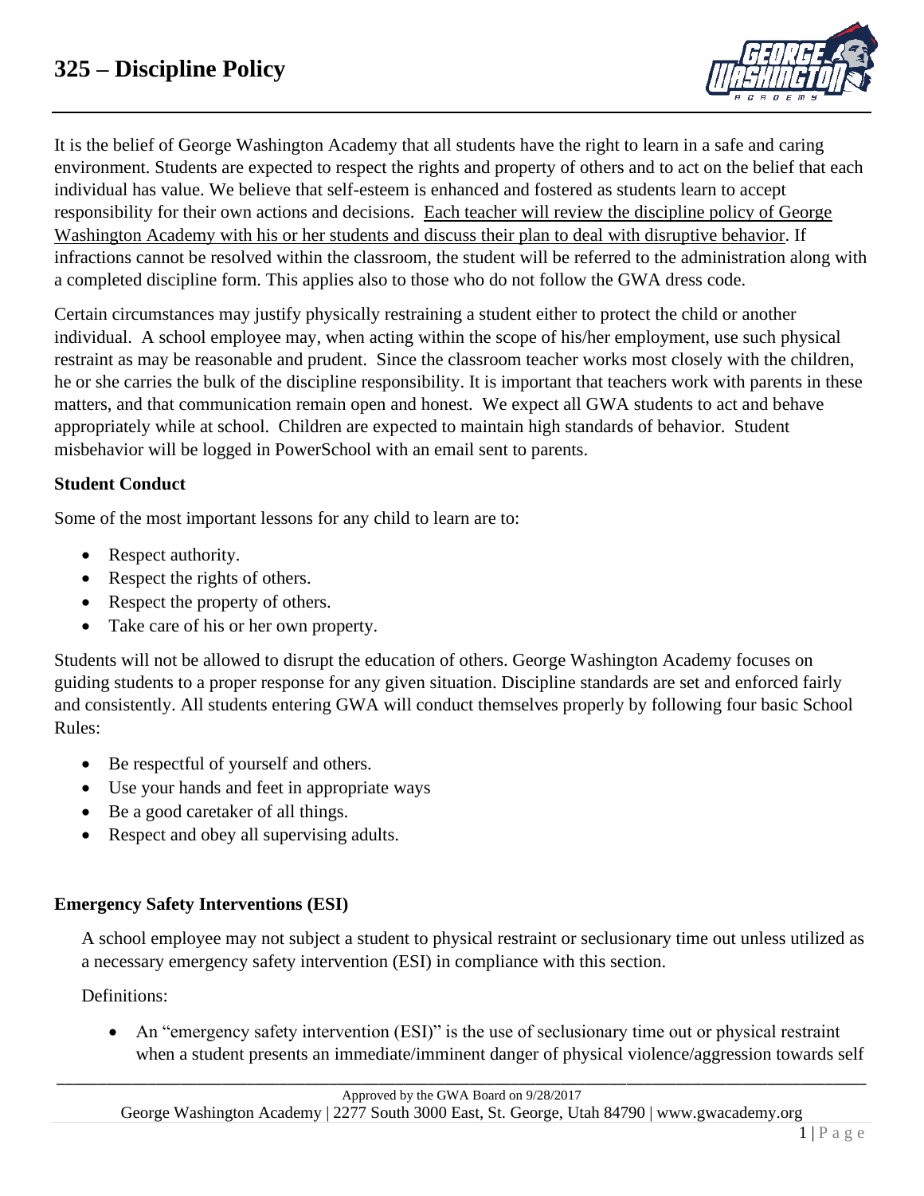# 325 – Discipline Policy

It is the belief of George Washington Academy that all students have the right to learn in a safe and caring environment. Students are expected to respect the rights and property of others and to act on the belief that each individual has value. We believe that self-esteem is enhanced and fostered as students learn to accept responsibility for their own actions and decisions. <u>Each teacher will review the discipline policy of George Washington Academy with his or her students and discuss their plan to deal with disruptive behavior</u>. If infractions cannot be resolved within the classroom, the student will be referred to the administration along with a completed discipline form. This applies also to those who do not follow the GWA dress code.

Certain circumstances may justify physically restraining a student either to protect the child or another individual. A school employee may, when acting within the scope of his/her employment, use such physical restraint as may be reasonable and prudent. Since the classroom teacher works most closely with the children, he or she carries the bulk of the discipline responsibility. It is important that teachers work with parents in these matters, and that communication remain open and honest. We expect all GWA students to act and behave appropriately while at school. Children are expected to maintain high standards of behavior. Student misbehavior will be logged in PowerSchool with an email sent to parents.

**Student Conduct**

Some of the most important lessons for any child to learn are to:

- Respect authority.
- Respect the rights of others.
- Respect the property of others.
- Take care of his or her own property.

Students will not be allowed to disrupt the education of others. George Washington Academy focuses on guiding students to a proper response for any given situation. Discipline standards are set and enforced fairly and consistently. All students entering GWA will conduct themselves properly by following four basic School Rules:

- Be respectful of yourself and others.
- Use your hands and feet in appropriate ways
- Be a good caretaker of all things.
- Respect and obey all supervising adults.

**Emergency Safety Interventions (ESI)**

A school employee may not subject a student to physical restraint or seclusionary time out unless utilized as a necessary emergency safety intervention (ESI) in compliance with this section.

Definitions:

- An "emergency safety intervention (ESI)" is the use of seclusionary time out or physical restraint when a student presents an immediate/imminent danger of physical violence/aggression towards self

Approved by the GWA Board on 9/28/2017

George Washington Academy | 2277 South 3000 East, St. George, Utah 84790 | www.gwacademy.org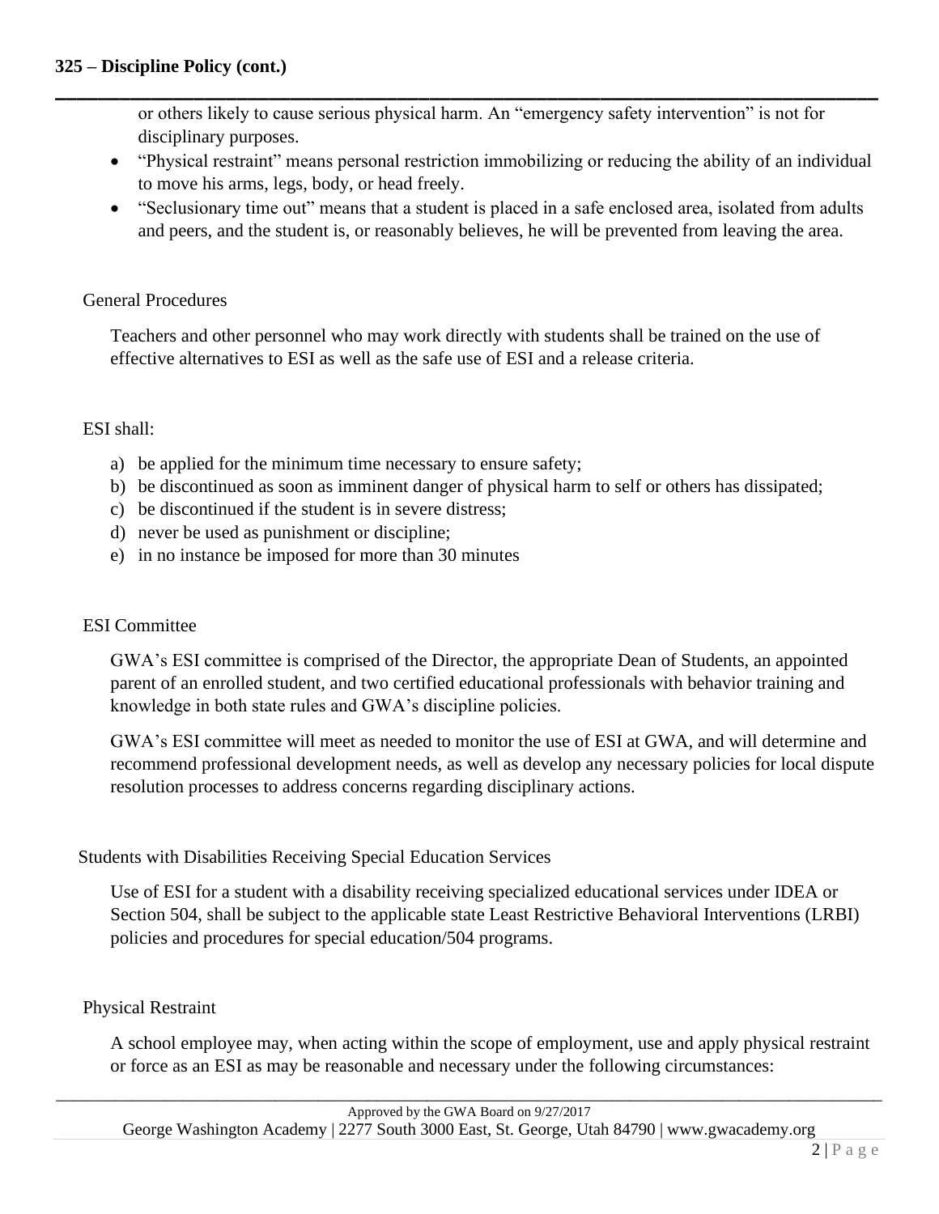or others likely to cause serious physical harm. An "emergency safety intervention" is not for disciplinary purposes.

- "Physical restraint" means personal restriction immobilizing or reducing the ability of an individual to move his arms, legs, body, or head freely.
- "Seclusionary time out" means that a student is placed in a safe enclosed area, isolated from adults and peers, and the student is, or reasonably believes, he will be prevented from leaving the area.

General Procedures

Teachers and other personnel who may work directly with students shall be trained on the use of effective alternatives to ESI as well as the safe use of ESI and a release criteria.

ESI shall:

a) be applied for the minimum time necessary to ensure safety;
b) be discontinued as soon as imminent danger of physical harm to self or others has dissipated;
c) be discontinued if the student is in severe distress;
d) never be used as punishment or discipline;
e) in no instance be imposed for more than 30 minutes

ESI Committee

GWA's ESI committee is comprised of the Director, the appropriate Dean of Students, an appointed parent of an enrolled student, and two certified educational professionals with behavior training and knowledge in both state rules and GWA's discipline policies.

GWA's ESI committee will meet as needed to monitor the use of ESI at GWA, and will determine and recommend professional development needs, as well as develop any necessary policies for local dispute resolution processes to address concerns regarding disciplinary actions.

Students with Disabilities Receiving Special Education Services

Use of ESI for a student with a disability receiving specialized educational services under IDEA or Section 504, shall be subject to the applicable state Least Restrictive Behavioral Interventions (LRBI) policies and procedures for special education/504 programs.

Physical Restraint

A school employee may, when acting within the scope of employment, use and apply physical restraint or force as an ESI as may be reasonable and necessary under the following circumstances: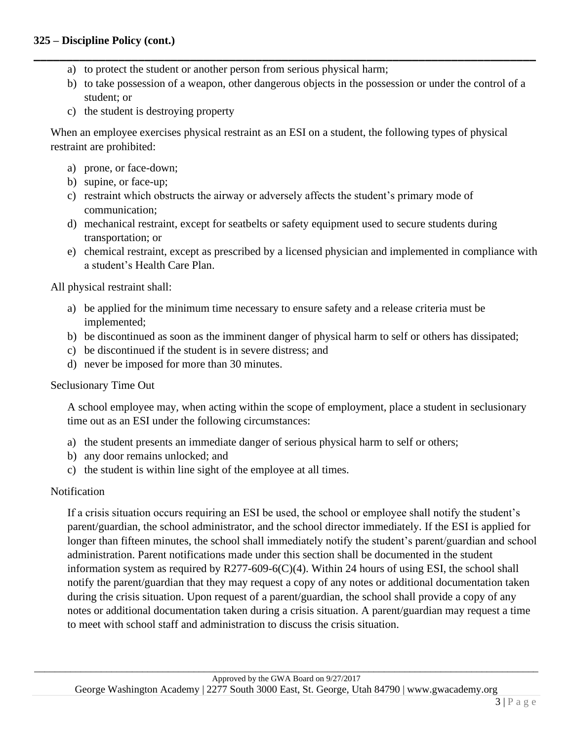a) to protect the student or another person from serious physical harm;
b) to take possession of a weapon, other dangerous objects in the possession or under the control of a student; or
c) the student is destroying property

When an employee exercises physical restraint as an ESI on a student, the following types of physical restraint are prohibited:

a) prone, or face-down;
b) supine, or face-up;
c) restraint which obstructs the airway or adversely affects the student's primary mode of communication;
d) mechanical restraint, except for seatbelts or safety equipment used to secure students during transportation; or
e) chemical restraint, except as prescribed by a licensed physician and implemented in compliance with a student's Health Care Plan.

All physical restraint shall:

a) be applied for the minimum time necessary to ensure safety and a release criteria must be implemented;
b) be discontinued as soon as the imminent danger of physical harm to self or others has dissipated;
c) be discontinued if the student is in severe distress; and
d) never be imposed for more than 30 minutes.

Seclusionary Time Out

A school employee may, when acting within the scope of employment, place a student in seclusionary time out as an ESI under the following circumstances:

a) the student presents an immediate danger of serious physical harm to self or others;
b) any door remains unlocked; and
c) the student is within line sight of the employee at all times.

Notification

If a crisis situation occurs requiring an ESI be used, the school or employee shall notify the student's parent/guardian, the school administrator, and the school director immediately. If the ESI is applied for longer than fifteen minutes, the school shall immediately notify the student's parent/guardian and school administration. Parent notifications made under this section shall be documented in the student information system as required by R277-609-6(C)(4). Within 24 hours of using ESI, the school shall notify the parent/guardian that they may request a copy of any notes or additional documentation taken during the crisis situation. Upon request of a parent/guardian, the school shall provide a copy of any notes or additional documentation taken during a crisis situation. A parent/guardian may request a time to meet with school staff and administration to discuss the crisis situation.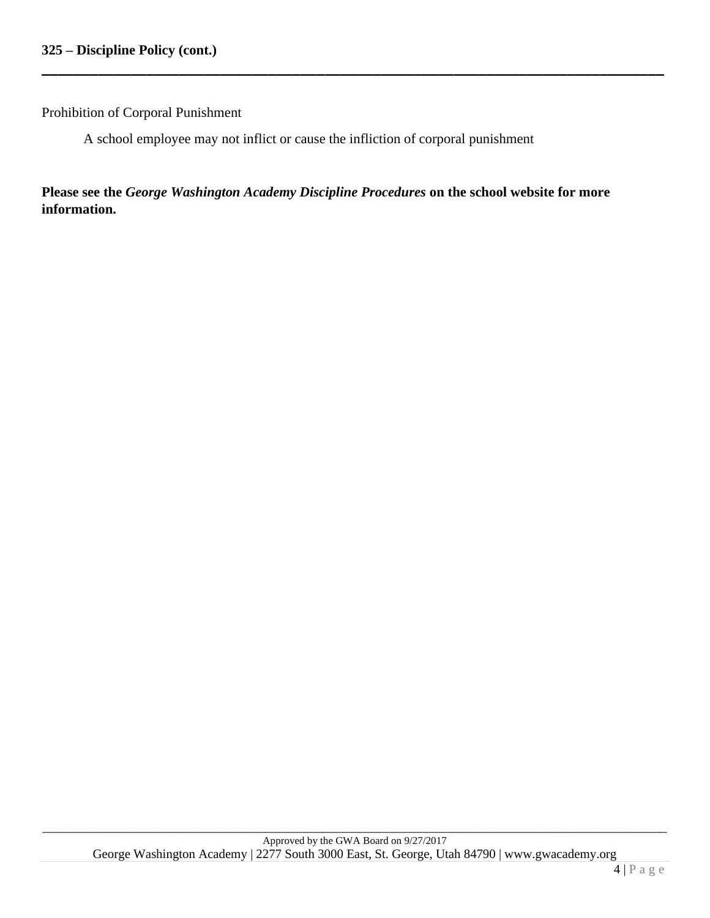Prohibition of Corporal Punishment

A school employee may not inflict or cause the infliction of corporal punishment

**Please see the *George Washington Academy Discipline Procedures* on the school website for more information.**